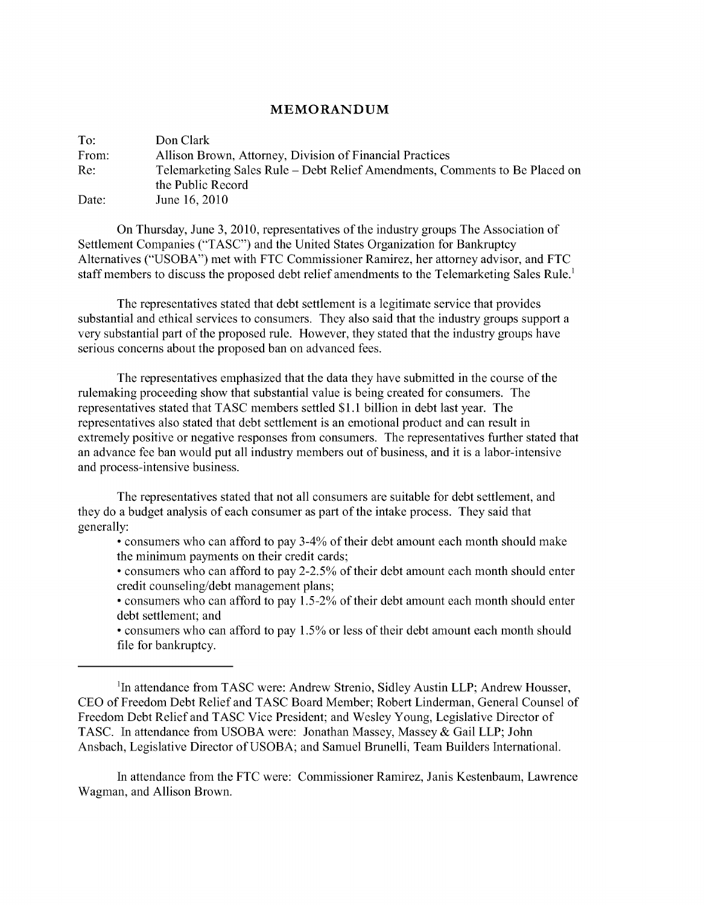# MEMORANDUM

To: Don Clark
From: Allison Brown, Attorney, Division of Financial Practices
Re: Telemarketing Sales Rule – Debt Relief Amendments, Comments to Be Placed on the Public Record
Date: June 16, 2010

On Thursday, June 3, 2010, representatives of the industry groups The Association of Settlement Companies ("TASC") and the United States Organization for Bankruptcy Alternatives ("USOBA") met with FTC Commissioner Ramirez, her attorney advisor, and FTC staff members to discuss the proposed debt relief amendments to the Telemarketing Sales Rule.[1]

The representatives stated that debt settlement is a legitimate service that provides substantial and ethical services to consumers. They also said that the industry groups support a very substantial part of the proposed rule. However, they stated that the industry groups have serious concerns about the proposed ban on advanced fees.

The representatives emphasized that the data they have submitted in the course of the rulemaking proceeding show that substantial value is being created for consumers. The representatives stated that TASC members settled $1.1 billion in debt last year. The representatives also stated that debt settlement is an emotional product and can result in extremely positive or negative responses from consumers. The representatives further stated that an advance fee ban would put all industry members out of business, and it is a labor-intensive and process-intensive business.

The representatives stated that not all consumers are suitable for debt settlement, and they do a budget analysis of each consumer as part of the intake process. They said that generally:

- consumers who can afford to pay 3-4% of their debt amount each month should make the minimum payments on their credit cards;
- consumers who can afford to pay 2-2.5% of their debt amount each month should enter credit counseling/debt management plans;
- consumers who can afford to pay 1.5-2% of their debt amount each month should enter debt settlement; and
- consumers who can afford to pay 1.5% or less of their debt amount each month should file for bankruptcy.

---

[1] In attendance from TASC were: Andrew Strenio, Sidley Austin LLP; Andrew Housser, CEO of Freedom Debt Relief and TASC Board Member; Robert Linderman, General Counsel of Freedom Debt Relief and TASC Vice President; and Wesley Young, Legislative Director of TASC. In attendance from USOBA were: Jonathan Massey, Massey & Gail LLP; John Ansbach, Legislative Director of USOBA; and Samuel Brunelli, Team Builders International.

In attendance from the FTC were: Commissioner Ramirez, Janis Kestenbaum, Lawrence Wagman, and Allison Brown.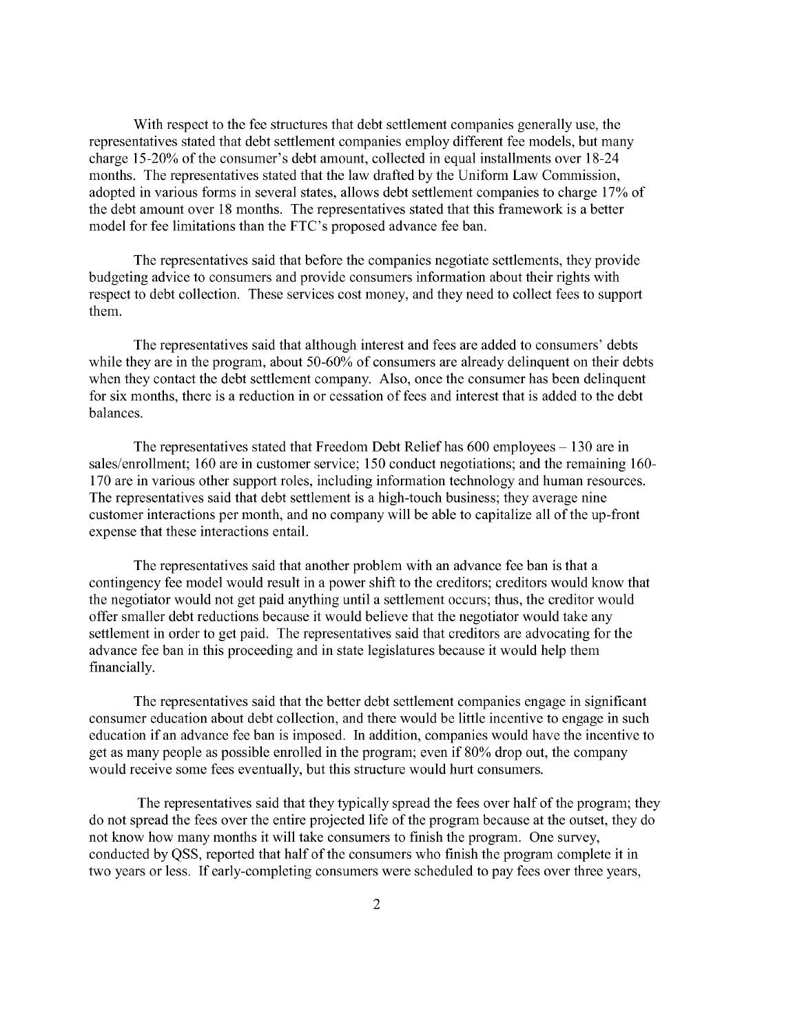With respect to the fee structures that debt settlement companies generally use, the representatives stated that debt settlement companies employ different fee models, but many charge 15-20% of the consumer's debt amount, collected in equal installments over 18-24 months. The representatives stated that the law drafted by the Uniform Law Commission, adopted in various forms in several states, allows debt settlement companies to charge 17% of the debt amount over 18 months. The representatives stated that this framework is a better model for fee limitations than the FTC's proposed advance fee ban.

The representatives said that before the companies negotiate settlements, they provide budgeting advice to consumers and provide consumers information about their rights with respect to debt collection. These services cost money, and they need to collect fees to support them.

The representatives said that although interest and fees are added to consumers' debts while they are in the program, about 50-60% of consumers are already delinquent on their debts when they contact the debt settlement company. Also, once the consumer has been delinquent for six months, there is a reduction in or cessation of fees and interest that is added to the debt balances.

The representatives stated that Freedom Debt Relief has 600 employees – 130 are in sales/enrollment; 160 are in customer service; 150 conduct negotiations; and the remaining 160-170 are in various other support roles, including information technology and human resources. The representatives said that debt settlement is a high-touch business; they average nine customer interactions per month, and no company will be able to capitalize all of the up-front expense that these interactions entail.

The representatives said that another problem with an advance fee ban is that a contingency fee model would result in a power shift to the creditors; creditors would know that the negotiator would not get paid anything until a settlement occurs; thus, the creditor would offer smaller debt reductions because it would believe that the negotiator would take any settlement in order to get paid. The representatives said that creditors are advocating for the advance fee ban in this proceeding and in state legislatures because it would help them financially.

The representatives said that the better debt settlement companies engage in significant consumer education about debt collection, and there would be little incentive to engage in such education if an advance fee ban is imposed. In addition, companies would have the incentive to get as many people as possible enrolled in the program; even if 80% drop out, the company would receive some fees eventually, but this structure would hurt consumers.

The representatives said that they typically spread the fees over half of the program; they do not spread the fees over the entire projected life of the program because at the outset, they do not know how many months it will take consumers to finish the program. One survey, conducted by QSS, reported that half of the consumers who finish the program complete it in two years or less. If early-completing consumers were scheduled to pay fees over three years,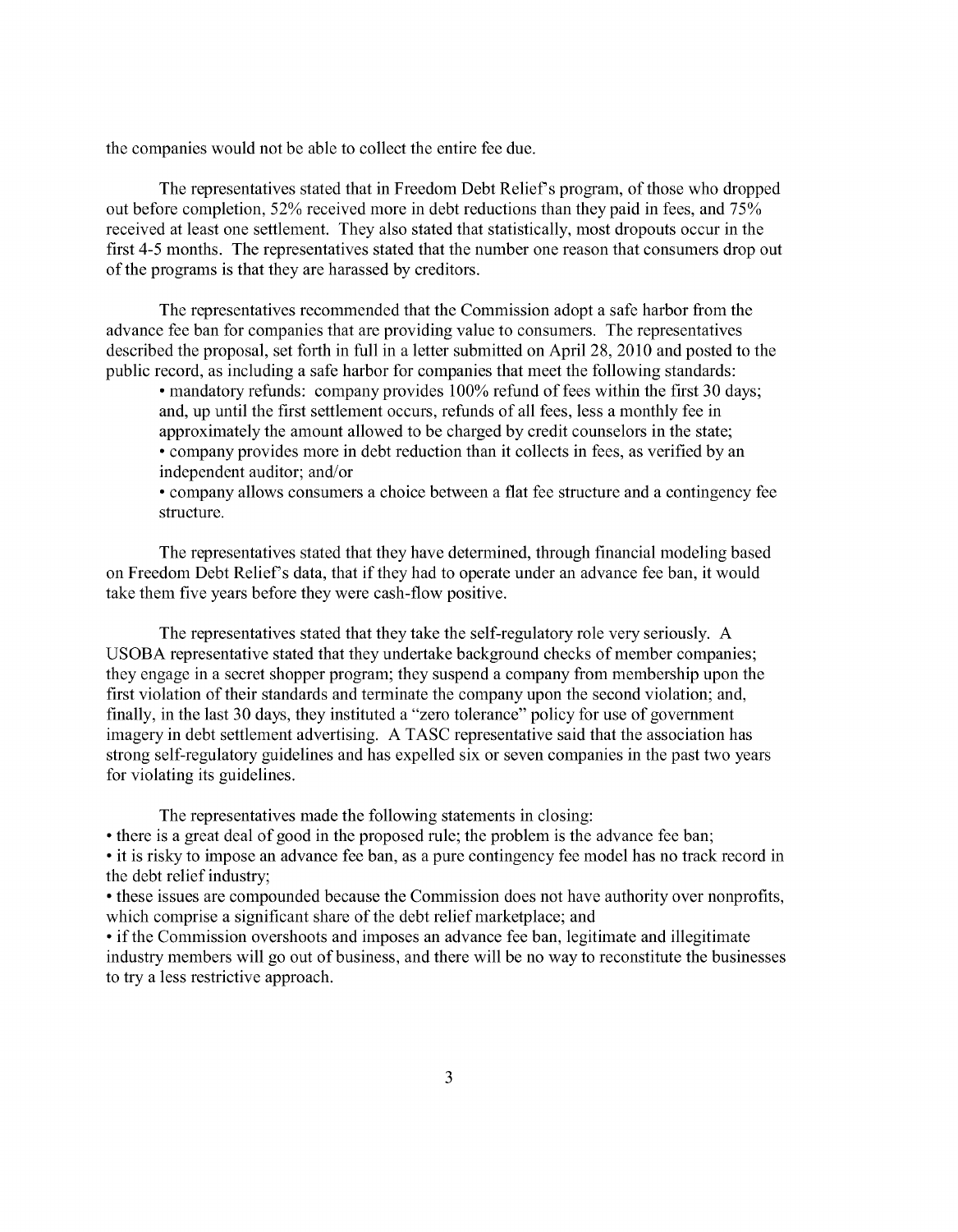the companies would not be able to collect the entire fee due.

The representatives stated that in Freedom Debt Relief's program, of those who dropped out before completion, 52% received more in debt reductions than they paid in fees, and 75% received at least one settlement. They also stated that statistically, most dropouts occur in the first 4-5 months. The representatives stated that the number one reason that consumers drop out of the programs is that they are harassed by creditors.

The representatives recommended that the Commission adopt a safe harbor from the advance fee ban for companies that are providing value to consumers. The representatives described the proposal, set forth in full in a letter submitted on April 28, 2010 and posted to the public record, as including a safe harbor for companies that meet the following standards:

- mandatory refunds: company provides 100% refund of fees within the first 30 days; and, up until the first settlement occurs, refunds of all fees, less a monthly fee in approximately the amount allowed to be charged by credit counselors in the state;
- company provides more in debt reduction than it collects in fees, as verified by an independent auditor; and/or
- company allows consumers a choice between a flat fee structure and a contingency fee structure.

The representatives stated that they have determined, through financial modeling based on Freedom Debt Relief's data, that if they had to operate under an advance fee ban, it would take them five years before they were cash-flow positive.

The representatives stated that they take the self-regulatory role very seriously. A USOBA representative stated that they undertake background checks of member companies; they engage in a secret shopper program; they suspend a company from membership upon the first violation of their standards and terminate the company upon the second violation; and, finally, in the last 30 days, they instituted a "zero tolerance" policy for use of government imagery in debt settlement advertising. A TASC representative said that the association has strong self-regulatory guidelines and has expelled six or seven companies in the past two years for violating its guidelines.

The representatives made the following statements in closing:

- there is a great deal of good in the proposed rule; the problem is the advance fee ban;
- it is risky to impose an advance fee ban, as a pure contingency fee model has no track record in the debt relief industry;
- these issues are compounded because the Commission does not have authority over nonprofits, which comprise a significant share of the debt relief marketplace; and
- if the Commission overshoots and imposes an advance fee ban, legitimate and illegitimate industry members will go out of business, and there will be no way to reconstitute the businesses to try a less restrictive approach.